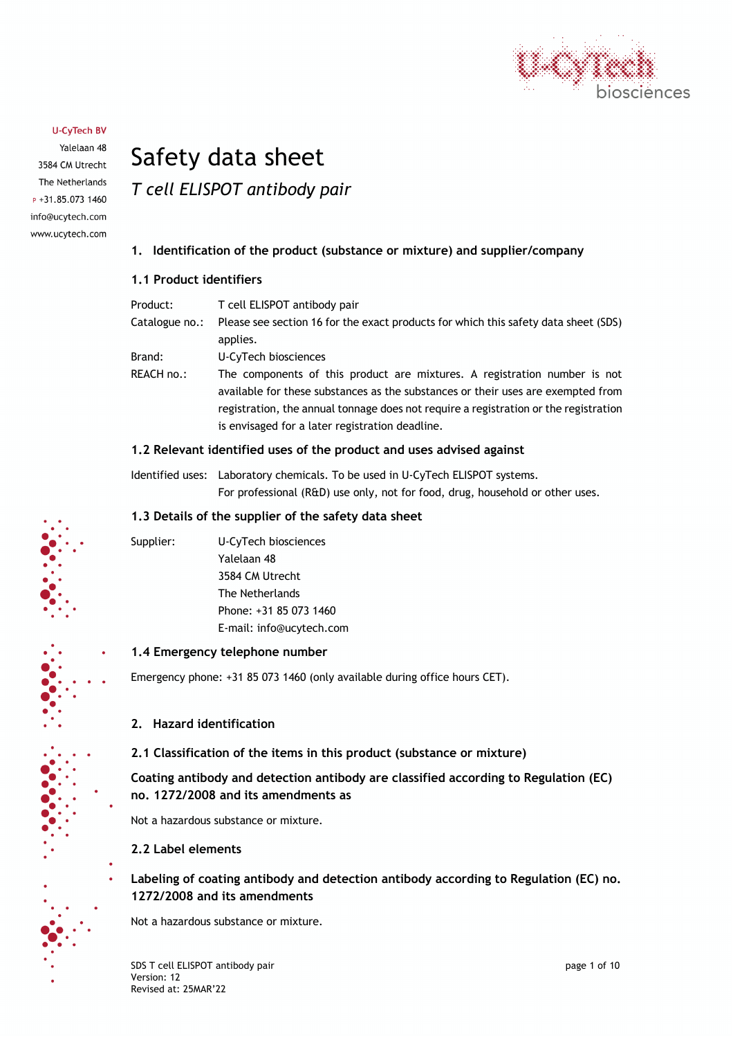**U-CyTech BV**
Yalelaan 48
3584 CM Utrecht
The Netherlands
P +31.85.073 1460
info@ucytech.com
www.ucytech.com

# Safety data sheet

*T cell ELISPOT antibody pair*

## 1. Identification of the product (substance or mixture) and supplier/company

### 1.1 Product identifiers

| | |
|---|---|
| Product: | T cell ELISPOT antibody pair |
| Catalogue no.: | Please see section 16 for the exact products for which this safety data sheet (SDS) applies. |
| Brand: | U-CyTech biosciences |
| REACH no.: | The components of this product are mixtures. A registration number is not available for these substances as the substances or their uses are exempted from registration, the annual tonnage does not require a registration or the registration is envisaged for a later registration deadline. |

### 1.2 Relevant identified uses of the product and uses advised against

| | |
|---|---|
| Identified uses: | Laboratory chemicals. To be used in U-CyTech ELISPOT systems. For professional (R&D) use only, not for food, drug, household or other uses. |

### 1.3 Details of the supplier of the safety data sheet

| | |
|---|---|
| Supplier: | U-CyTech biosciences<br>Yalelaan 48<br>3584 CM Utrecht<br>The Netherlands<br>Phone: +31 85 073 1460<br>E-mail: info@ucytech.com |

### 1.4 Emergency telephone number

Emergency phone: +31 85 073 1460 (only available during office hours CET).

## 2. Hazard identification

### 2.1 Classification of the items in this product (substance or mixture)

**Coating antibody and detection antibody are classified according to Regulation (EC) no. 1272/2008 and its amendments as**

Not a hazardous substance or mixture.

### 2.2 Label elements

**Labeling of coating antibody and detection antibody according to Regulation (EC) no. 1272/2008 and its amendments**

Not a hazardous substance or mixture.

SDS T cell ELISPOT antibody pair
Version: 12
Revised at: 25MAR'22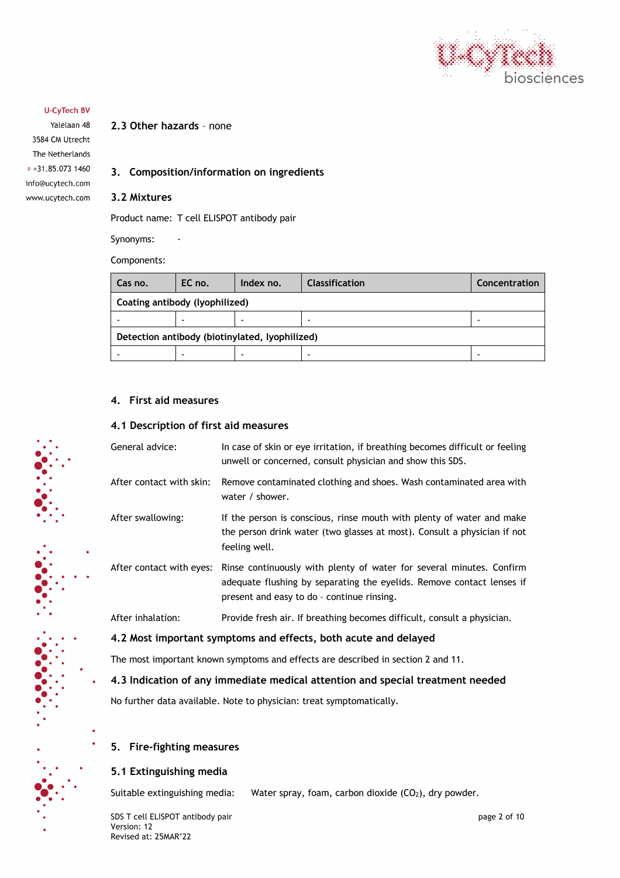## 2.3 Other hazards – none

## 3. Composition/information on ingredients

### 3.2 Mixtures

Product name: T cell ELISPOT antibody pair

Synonyms: -

Components:

| Cas no. | EC no. | Index no. | Classification | Concentration |
|---|---|---|---|---|
| **Coating antibody (lyophilized)** | | | | |
| - | - | - | - | - |
| **Detection antibody (biotinylated, lyophilized)** | | | | |
| - | - | - | - | - |

## 4. First aid measures

### 4.1 Description of first aid measures

General advice: In case of skin or eye irritation, if breathing becomes difficult or feeling unwell or concerned, consult physician and show this SDS.

After contact with skin: Remove contaminated clothing and shoes. Wash contaminated area with water / shower.

After swallowing: If the person is conscious, rinse mouth with plenty of water and make the person drink water (two glasses at most). Consult a physician if not feeling well.

After contact with eyes: Rinse continuously with plenty of water for several minutes. Confirm adequate flushing by separating the eyelids. Remove contact lenses if present and easy to do – continue rinsing.

After inhalation: Provide fresh air. If breathing becomes difficult, consult a physician.

### 4.2 Most important symptoms and effects, both acute and delayed

The most important known symptoms and effects are described in section 2 and 11.

### 4.3 Indication of any immediate medical attention and special treatment needed

No further data available. Note to physician: treat symptomatically.

## 5. Fire-fighting measures

### 5.1 Extinguishing media

Suitable extinguishing media: Water spray, foam, carbon dioxide ($CO_2$), dry powder.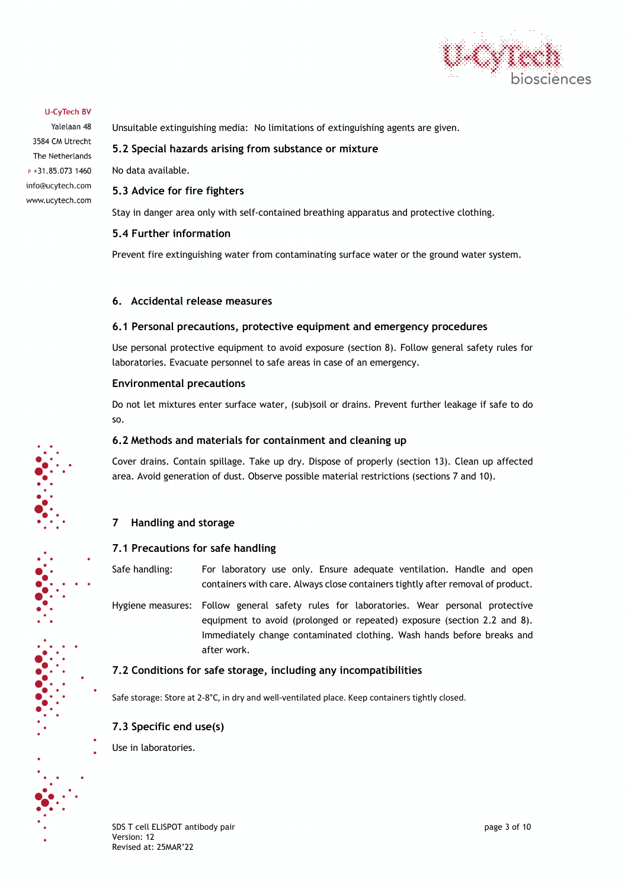Unsuitable extinguishing media: No limitations of extinguishing agents are given.

### 5.2 Special hazards arising from substance or mixture

No data available.

### 5.3 Advice for fire fighters

Stay in danger area only with self-contained breathing apparatus and protective clothing.

### 5.4 Further information

Prevent fire extinguishing water from contaminating surface water or the ground water system.

## 6. Accidental release measures

### 6.1 Personal precautions, protective equipment and emergency procedures

Use personal protective equipment to avoid exposure (section 8). Follow general safety rules for laboratories. Evacuate personnel to safe areas in case of an emergency.

### Environmental precautions

Do not let mixtures enter surface water, (sub)soil or drains. Prevent further leakage if safe to do so.

### 6.2 Methods and materials for containment and cleaning up

Cover drains. Contain spillage. Take up dry. Dispose of properly (section 13). Clean up affected area. Avoid generation of dust. Observe possible material restrictions (sections 7 and 10).

## 7 Handling and storage

### 7.1 Precautions for safe handling

Safe handling: For laboratory use only. Ensure adequate ventilation. Handle and open containers with care. Always close containers tightly after removal of product.

Hygiene measures: Follow general safety rules for laboratories. Wear personal protective equipment to avoid (prolonged or repeated) exposure (section 2.2 and 8). Immediately change contaminated clothing. Wash hands before breaks and after work.

### 7.2 Conditions for safe storage, including any incompatibilities

Safe storage: Store at 2-8°C, in dry and well-ventilated place. Keep containers tightly closed.

### 7.3 Specific end use(s)

Use in laboratories.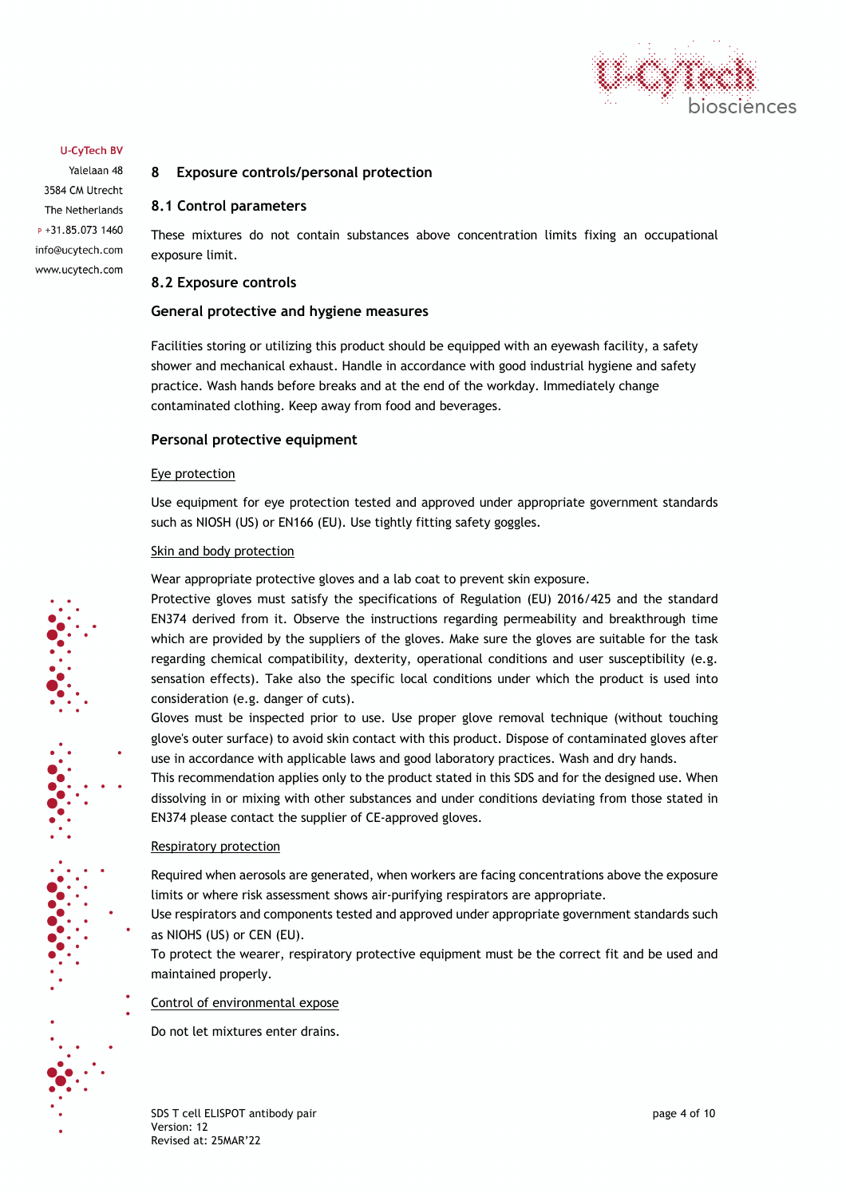## 8 Exposure controls/personal protection

### 8.1 Control parameters

These mixtures do not contain substances above concentration limits fixing an occupational exposure limit.

### 8.2 Exposure controls

### General protective and hygiene measures

Facilities storing or utilizing this product should be equipped with an eyewash facility, a safety shower and mechanical exhaust. Handle in accordance with good industrial hygiene and safety practice. Wash hands before breaks and at the end of the workday. Immediately change contaminated clothing. Keep away from food and beverages.

### Personal protective equipment

Eye protection

Use equipment for eye protection tested and approved under appropriate government standards such as NIOSH (US) or EN166 (EU). Use tightly fitting safety goggles.

Skin and body protection

Wear appropriate protective gloves and a lab coat to prevent skin exposure.
Protective gloves must satisfy the specifications of Regulation (EU) 2016/425 and the standard EN374 derived from it. Observe the instructions regarding permeability and breakthrough time which are provided by the suppliers of the gloves. Make sure the gloves are suitable for the task regarding chemical compatibility, dexterity, operational conditions and user susceptibility (e.g. sensation effects). Take also the specific local conditions under which the product is used into consideration (e.g. danger of cuts).
Gloves must be inspected prior to use. Use proper glove removal technique (without touching glove's outer surface) to avoid skin contact with this product. Dispose of contaminated gloves after use in accordance with applicable laws and good laboratory practices. Wash and dry hands.
This recommendation applies only to the product stated in this SDS and for the designed use. When dissolving in or mixing with other substances and under conditions deviating from those stated in EN374 please contact the supplier of CE-approved gloves.

Respiratory protection

Required when aerosols are generated, when workers are facing concentrations above the exposure limits or where risk assessment shows air-purifying respirators are appropriate.
Use respirators and components tested and approved under appropriate government standards such as NIOHS (US) or CEN (EU).
To protect the wearer, respiratory protective equipment must be the correct fit and be used and maintained properly.

Control of environmental expose

Do not let mixtures enter drains.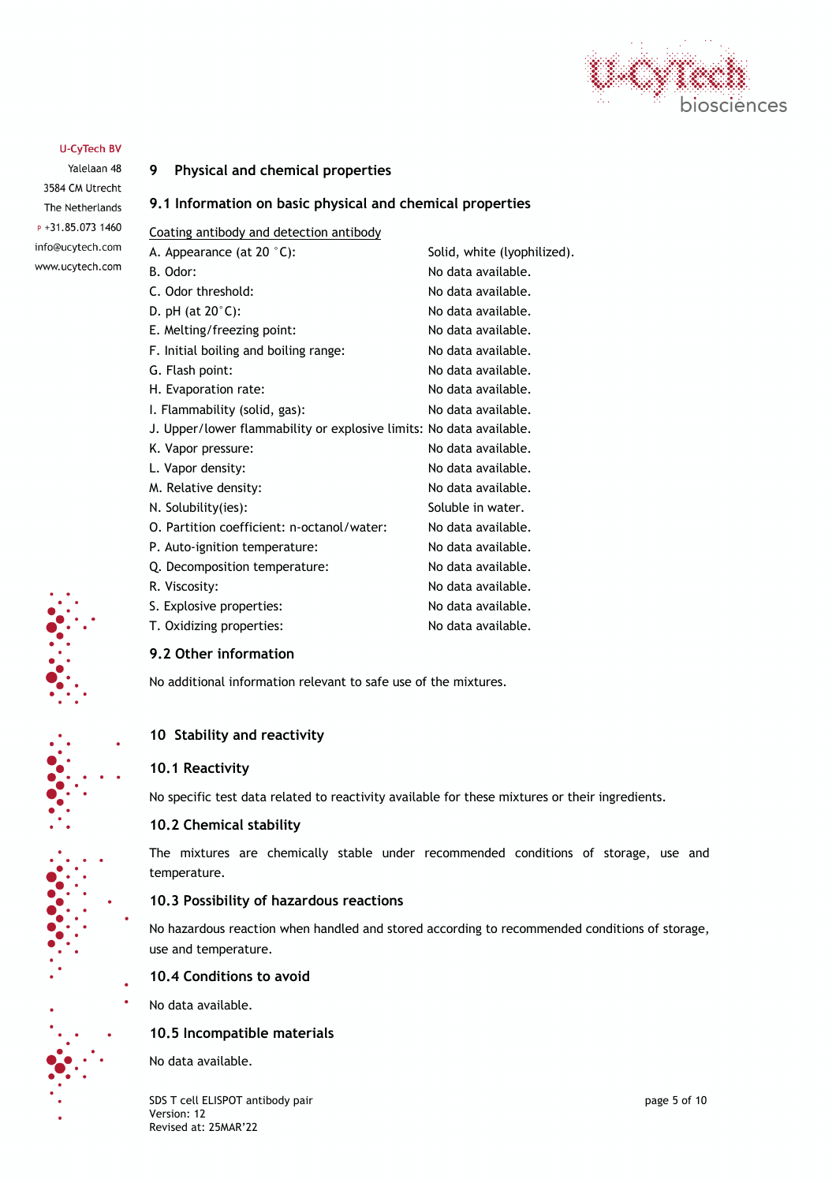## 9 Physical and chemical properties

### 9.1 Information on basic physical and chemical properties

Coating antibody and detection antibody

| | |
|---|---|
| A. Appearance (at 20 °C): | Solid, white (lyophilized). |
| B. Odor: | No data available. |
| C. Odor threshold: | No data available. |
| D. pH (at 20°C): | No data available. |
| E. Melting/freezing point: | No data available. |
| F. Initial boiling and boiling range: | No data available. |
| G. Flash point: | No data available. |
| H. Evaporation rate: | No data available. |
| I. Flammability (solid, gas): | No data available. |
| J. Upper/lower flammability or explosive limits: | No data available. |
| K. Vapor pressure: | No data available. |
| L. Vapor density: | No data available. |
| M. Relative density: | No data available. |
| N. Solubility(ies): | Soluble in water. |
| O. Partition coefficient: n-octanol/water: | No data available. |
| P. Auto-ignition temperature: | No data available. |
| Q. Decomposition temperature: | No data available. |
| R. Viscosity: | No data available. |
| S. Explosive properties: | No data available. |
| T. Oxidizing properties: | No data available. |

### 9.2 Other information

No additional information relevant to safe use of the mixtures.

## 10 Stability and reactivity

### 10.1 Reactivity

No specific test data related to reactivity available for these mixtures or their ingredients.

### 10.2 Chemical stability

The mixtures are chemically stable under recommended conditions of storage, use and temperature.

### 10.3 Possibility of hazardous reactions

No hazardous reaction when handled and stored according to recommended conditions of storage, use and temperature.

### 10.4 Conditions to avoid

No data available.

### 10.5 Incompatible materials

No data available.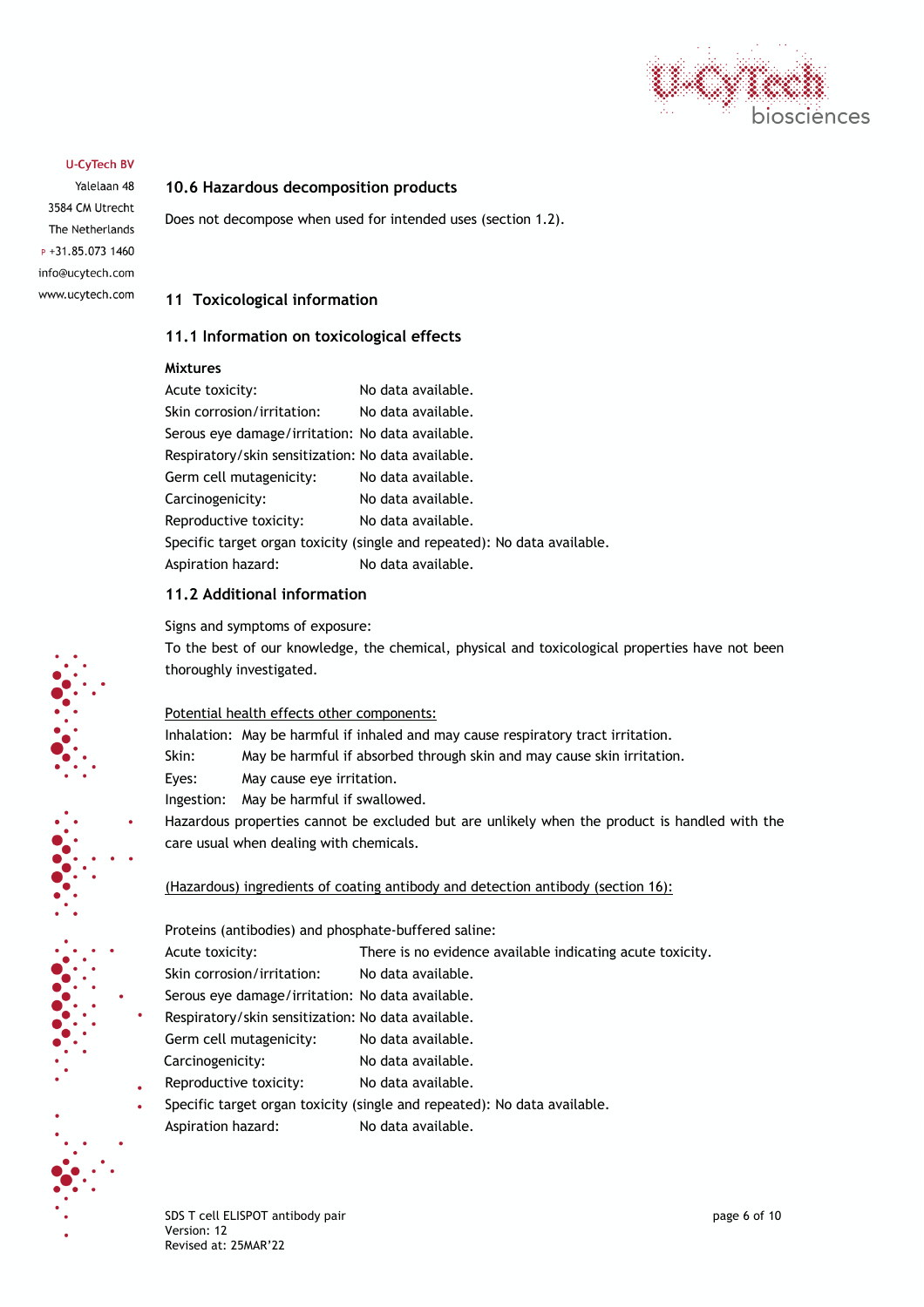## 10.6 Hazardous decomposition products

Does not decompose when used for intended uses (section 1.2).

# 11 Toxicological information

## 11.1 Information on toxicological effects

**Mixtures**

Acute toxicity: No data available.
Skin corrosion/irritation: No data available.
Serous eye damage/irritation: No data available.
Respiratory/skin sensitization: No data available.
Germ cell mutagenicity: No data available.
Carcinogenicity: No data available.
Reproductive toxicity: No data available.
Specific target organ toxicity (single and repeated): No data available.
Aspiration hazard: No data available.

## 11.2 Additional information

Signs and symptoms of exposure:
To the best of our knowledge, the chemical, physical and toxicological properties have not been thoroughly investigated.

Potential health effects other components:

Inhalation: May be harmful if inhaled and may cause respiratory tract irritation.
Skin: May be harmful if absorbed through skin and may cause skin irritation.
Eyes: May cause eye irritation.
Ingestion: May be harmful if swallowed.

Hazardous properties cannot be excluded but are unlikely when the product is handled with the care usual when dealing with chemicals.

(Hazardous) ingredients of coating antibody and detection antibody (section 16):

Proteins (antibodies) and phosphate-buffered saline:

Acute toxicity: There is no evidence available indicating acute toxicity.
Skin corrosion/irritation: No data available.
Serous eye damage/irritation: No data available.
Respiratory/skin sensitization: No data available.
Germ cell mutagenicity: No data available.
Carcinogenicity: No data available.
Reproductive toxicity: No data available.
Specific target organ toxicity (single and repeated): No data available.
Aspiration hazard: No data available.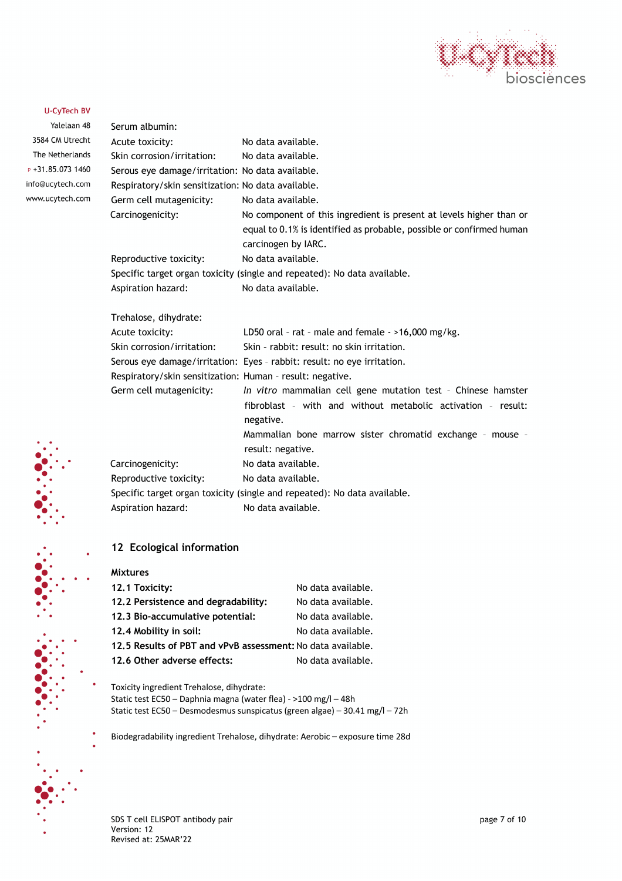Serum albumin:

| | |
|---|---|
| Acute toxicity: | No data available. |
| Skin corrosion/irritation: | No data available. |
| Serous eye damage/irritation: | No data available. |
| Respiratory/skin sensitization: | No data available. |
| Germ cell mutagenicity: | No data available. |
| Carcinogenicity: | No component of this ingredient is present at levels higher than or equal to 0.1% is identified as probable, possible or confirmed human carcinogen by IARC. |
| Reproductive toxicity: | No data available. |

Specific target organ toxicity (single and repeated): No data available.

| | |
|---|---|
| Aspiration hazard: | No data available. |

Trehalose, dihydrate:

| | |
|---|---|
| Acute toxicity: | LD50 oral – rat – male and female - >16,000 mg/kg. |
| Skin corrosion/irritation: | Skin – rabbit: result: no skin irritation. |
| Serous eye damage/irritation: | Eyes – rabbit: result: no eye irritation. |
| Respiratory/skin sensitization: | Human – result: negative. |
| Germ cell mutagenicity: | *In vitro* mammalian cell gene mutation test – Chinese hamster fibroblast – with and without metabolic activation – result: negative.<br>Mammalian bone marrow sister chromatid exchange – mouse – result: negative. |
| Carcinogenicity: | No data available. |
| Reproductive toxicity: | No data available. |

Specific target organ toxicity (single and repeated): No data available.

| | |
|---|---|
| Aspiration hazard: | No data available. |

## 12 Ecological information

**Mixtures**

| | |
|---|---|
| **12.1 Toxicity:** | No data available. |
| **12.2 Persistence and degradability:** | No data available. |
| **12.3 Bio-accumulative potential:** | No data available. |
| **12.4 Mobility in soil:** | No data available. |
| **12.5 Results of PBT and vPvB assessment:** | No data available. |
| **12.6 Other adverse effects:** | No data available. |

Toxicity ingredient Trehalose, dihydrate:
Static test EC50 – Daphnia magna (water flea) - >100 mg/l – 48h
Static test EC50 – Desmodesmus sunspicatus (green algae) – 30.41 mg/l – 72h

Biodegradability ingredient Trehalose, dihydrate: Aerobic – exposure time 28d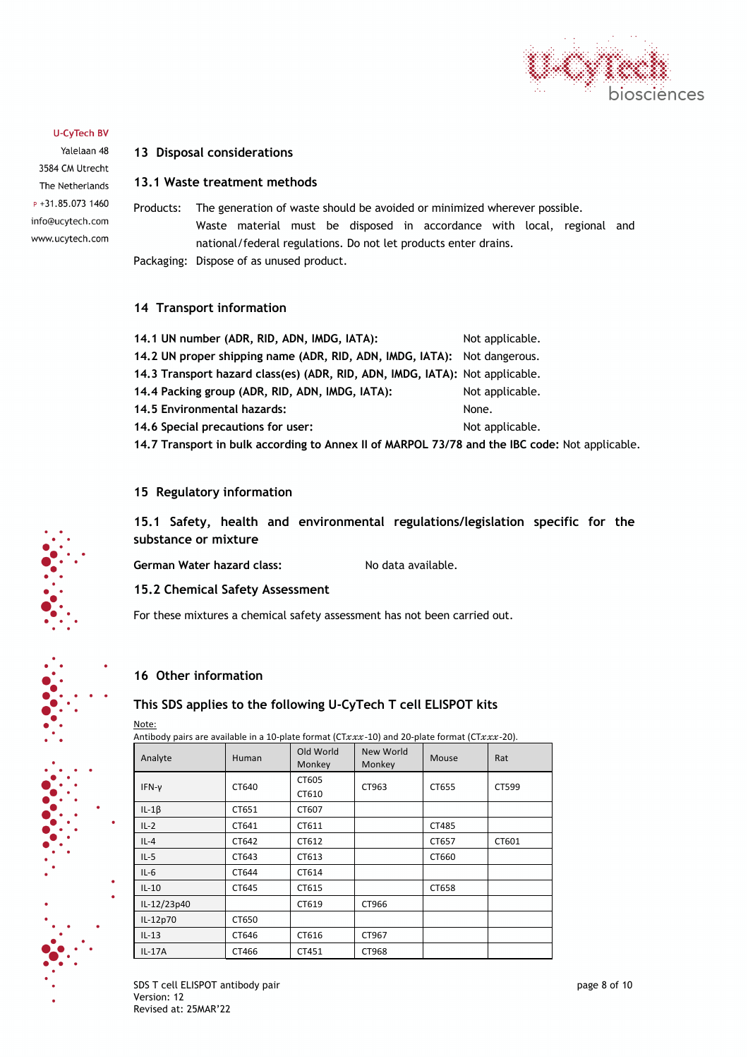U-CyTech BV
Yalelaan 48
3584 CM Utrecht
The Netherlands
P +31.85.073 1460
info@ucytech.com
www.ucytech.com

## 13 Disposal considerations

### 13.1 Waste treatment methods

Products: The generation of waste should be avoided or minimized wherever possible. Waste material must be disposed in accordance with local, regional and national/federal regulations. Do not let products enter drains.

Packaging: Dispose of as unused product.

## 14 Transport information

**14.1 UN number (ADR, RID, ADN, IMDG, IATA):** Not applicable.
**14.2 UN proper shipping name (ADR, RID, ADN, IMDG, IATA):** Not dangerous.
**14.3 Transport hazard class(es) (ADR, RID, ADN, IMDG, IATA):** Not applicable.
**14.4 Packing group (ADR, RID, ADN, IMDG, IATA):** Not applicable.
**14.5 Environmental hazards:** None.
**14.6 Special precautions for user:** Not applicable.
**14.7 Transport in bulk according to Annex II of MARPOL 73/78 and the IBC code:** Not applicable.

## 15 Regulatory information

### 15.1 Safety, health and environmental regulations/legislation specific for the substance or mixture

**German Water hazard class:** No data available.

### 15.2 Chemical Safety Assessment

For these mixtures a chemical safety assessment has not been carried out.

## 16 Other information

### This SDS applies to the following U-CyTech T cell ELISPOT kits

Note:
Antibody pairs are available in a 10-plate format (CT$xxx$-10) and 20-plate format (CT$xxx$-20).

| Analyte | Human | Old World Monkey | New World Monkey | Mouse | Rat |
|---|---|---|---|---|---|
| IFN-γ | CT640 | CT605<br>CT610 | CT963 | CT655 | CT599 |
| IL-1β | CT651 | CT607 | | | |
| IL-2 | CT641 | CT611 | | CT485 | |
| IL-4 | CT642 | CT612 | | CT657 | CT601 |
| IL-5 | CT643 | CT613 | | CT660 | |
| IL-6 | CT644 | CT614 | | | |
| IL-10 | CT645 | CT615 | | CT658 | |
| IL-12/23p40 | | CT619 | CT966 | | |
| IL-12p70 | CT650 | | | | |
| IL-13 | CT646 | CT616 | CT967 | | |
| IL-17A | CT466 | CT451 | CT968 | | |

SDS T cell ELISPOT antibody pair
Version: 12
Revised at: 25MAR'22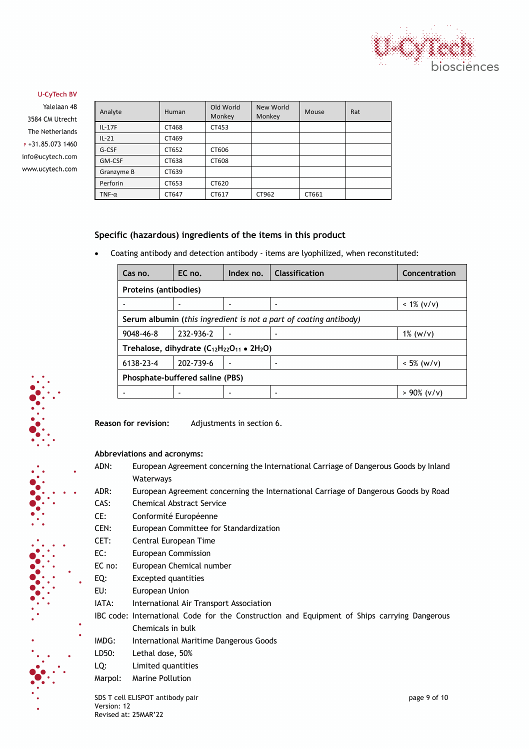U-CyTech BV
Yalelaan 48
3584 CM Utrecht
The Netherlands
P +31.85.073 1460
info@ucytech.com
www.ucytech.com

| Analyte | Human | Old World Monkey | New World Monkey | Mouse | Rat |
|---|---|---|---|---|---|
| IL-17F | CT468 | CT453 | | | |
| IL-21 | CT469 | | | | |
| G-CSF | CT652 | CT606 | | | |
| GM-CSF | CT638 | CT608 | | | |
| Granzyme B | CT639 | | | | |
| Perforin | CT653 | CT620 | | | |
| TNF-α | CT647 | CT617 | CT962 | CT661 | |

## Specific (hazardous) ingredients of the items in this product

- Coating antibody and detection antibody - items are lyophilized, when reconstituted:

| Cas no. | EC no. | Index no. | Classification | Concentration |
|---|---|---|---|---|
| **Proteins (antibodies)** | | | | |
| - | - | - | - | < 1% (v/v) |
| **Serum albumin** (*this ingredient is not a part of coating antibody*) | | | | |
| 9048-46-8 | 232-936-2 | - | - | 1% (w/v) |
| **Trehalose, dihydrate ($C_{12}H_{22}O_{11} \bullet 2H_2O$)** | | | | |
| 6138-23-4 | 202-739-6 | - | - | < 5% (w/v) |
| **Phosphate-buffered saline (PBS)** | | | | |
| - | - | - | - | > 90% (v/v) |

**Reason for revision:** Adjustments in section 6.

**Abbreviations and acronyms:**

ADN: European Agreement concerning the International Carriage of Dangerous Goods by Inland Waterways
ADR: European Agreement concerning the International Carriage of Dangerous Goods by Road
CAS: Chemical Abstract Service
CE: Conformité Européenne
CEN: European Committee for Standardization
CET: Central European Time
EC: European Commission
EC no: European Chemical number
EQ: Excepted quantities
EU: European Union
IATA: International Air Transport Association
IBC code: International Code for the Construction and Equipment of Ships carrying Dangerous Chemicals in bulk
IMDG: International Maritime Dangerous Goods
LD50: Lethal dose, 50%
LQ: Limited quantities
Marpol: Marine Pollution

SDS T cell ELISPOT antibody pair
Version: 12
Revised at: 25MAR'22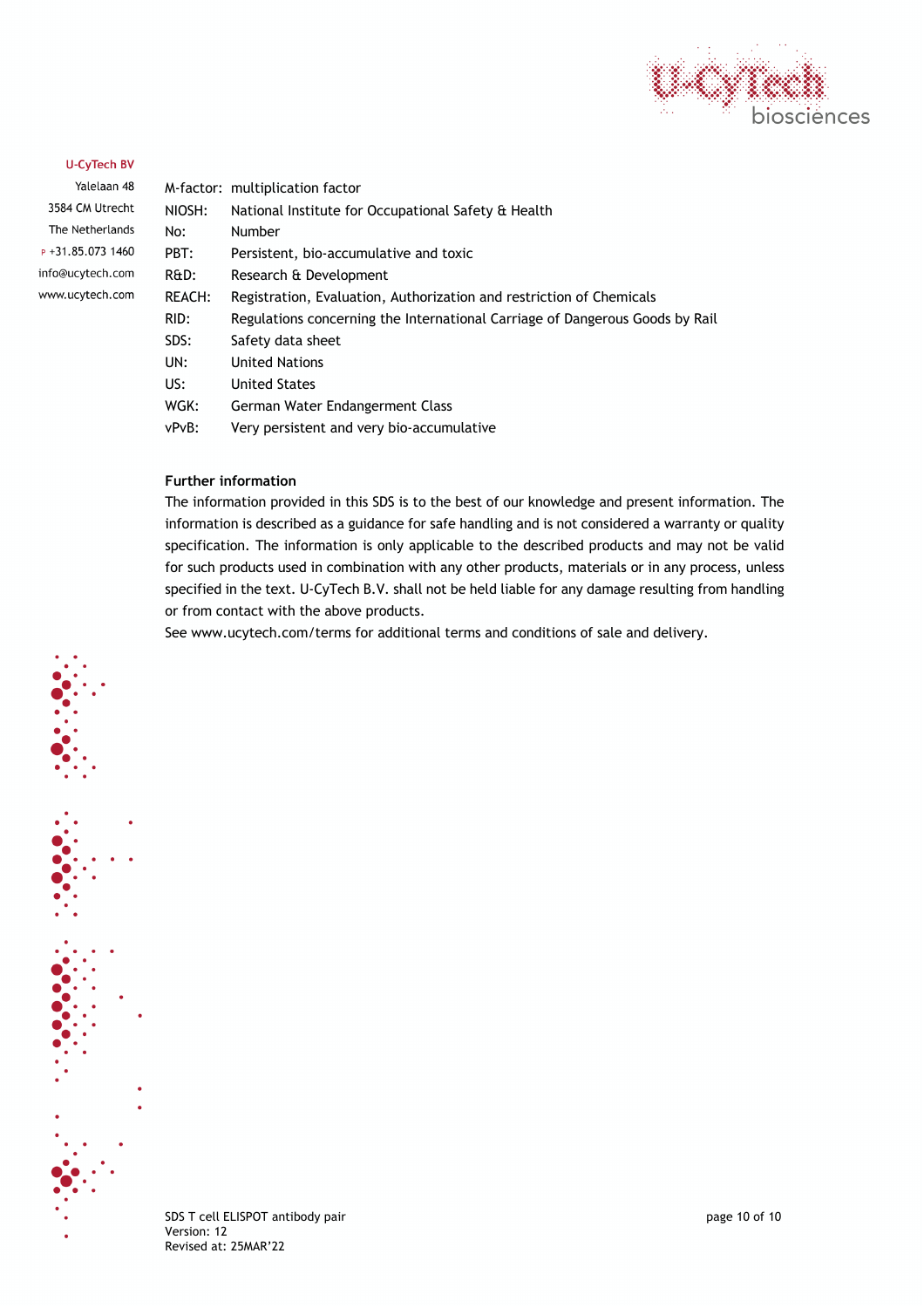| | |
|---|---|
| M-factor: | multiplication factor |
| NIOSH: | National Institute for Occupational Safety & Health |
| No: | Number |
| PBT: | Persistent, bio-accumulative and toxic |
| R&D: | Research & Development |
| REACH: | Registration, Evaluation, Authorization and restriction of Chemicals |
| RID: | Regulations concerning the International Carriage of Dangerous Goods by Rail |
| SDS: | Safety data sheet |
| UN: | United Nations |
| US: | United States |
| WGK: | German Water Endangerment Class |
| vPvB: | Very persistent and very bio-accumulative |

**Further information**

The information provided in this SDS is to the best of our knowledge and present information. The information is described as a guidance for safe handling and is not considered a warranty or quality specification. The information is only applicable to the described products and may not be valid for such products used in combination with any other products, materials or in any process, unless specified in the text. U-CyTech B.V. shall not be held liable for any damage resulting from handling or from contact with the above products.

See www.ucytech.com/terms for additional terms and conditions of sale and delivery.